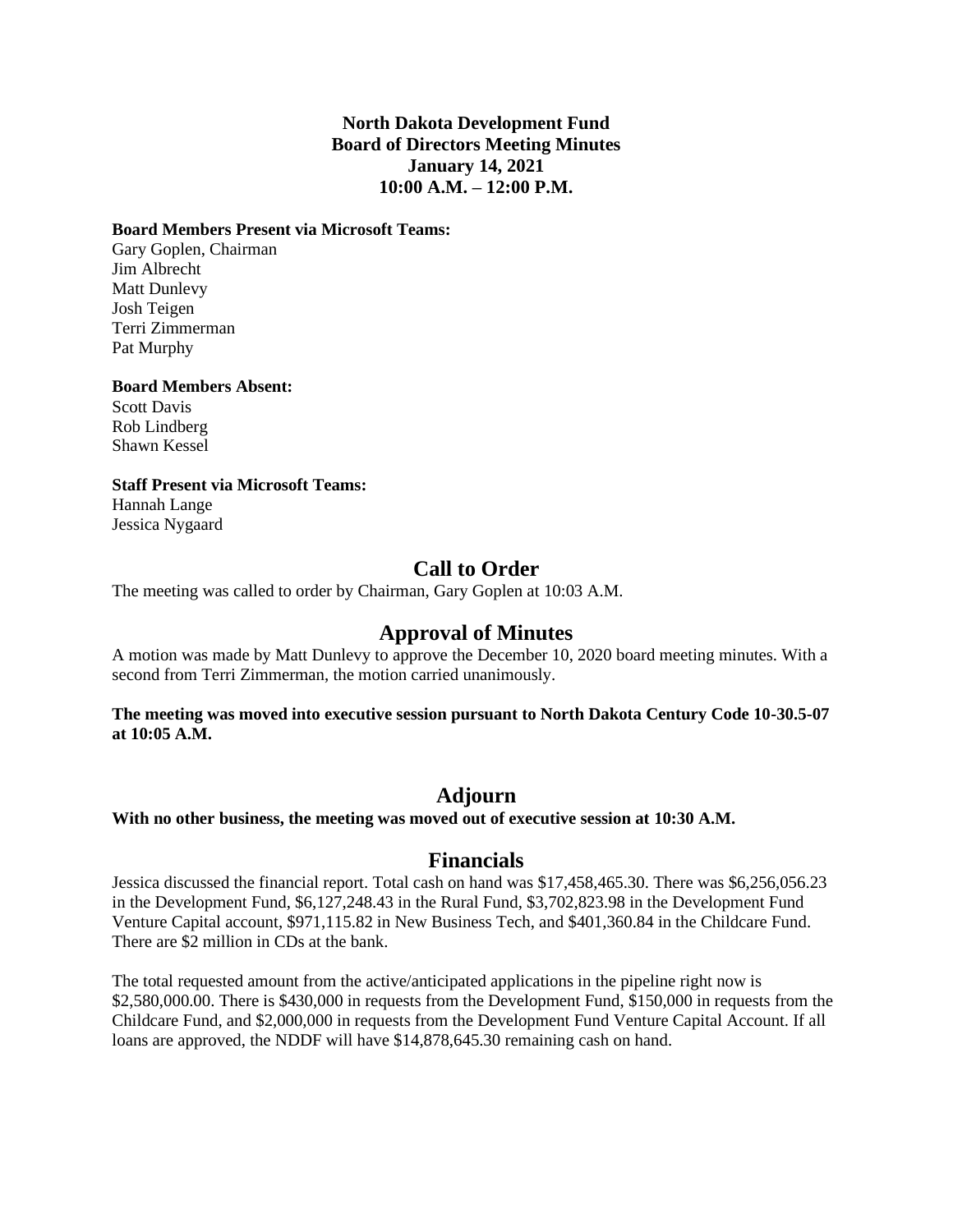**North Dakota Development Fund**
**Board of Directors Meeting Minutes**
**January 14, 2021**
**10:00 A.M. – 12:00 P.M.**

**Board Members Present via Microsoft Teams:**
Gary Goplen, Chairman
Jim Albrecht
Matt Dunlevy
Josh Teigen
Terri Zimmerman
Pat Murphy

**Board Members Absent:**
Scott Davis
Rob Lindberg
Shawn Kessel

**Staff Present via Microsoft Teams:**
Hannah Lange
Jessica Nygaard

## Call to Order

The meeting was called to order by Chairman, Gary Goplen at 10:03 A.M.

## Approval of Minutes

A motion was made by Matt Dunlevy to approve the December 10, 2020 board meeting minutes. With a second from Terri Zimmerman, the motion carried unanimously.

**The meeting was moved into executive session pursuant to North Dakota Century Code 10-30.5-07 at 10:05 A.M.**

## Adjourn

**With no other business, the meeting was moved out of executive session at 10:30 A.M.**

## Financials

Jessica discussed the financial report. Total cash on hand was $17,458,465.30. There was $6,256,056.23 in the Development Fund, $6,127,248.43 in the Rural Fund, $3,702,823.98 in the Development Fund Venture Capital account, $971,115.82 in New Business Tech, and $401,360.84 in the Childcare Fund. There are $2 million in CDs at the bank.

The total requested amount from the active/anticipated applications in the pipeline right now is $2,580,000.00. There is $430,000 in requests from the Development Fund, $150,000 in requests from the Childcare Fund, and $2,000,000 in requests from the Development Fund Venture Capital Account. If all loans are approved, the NDDF will have $14,878,645.30 remaining cash on hand.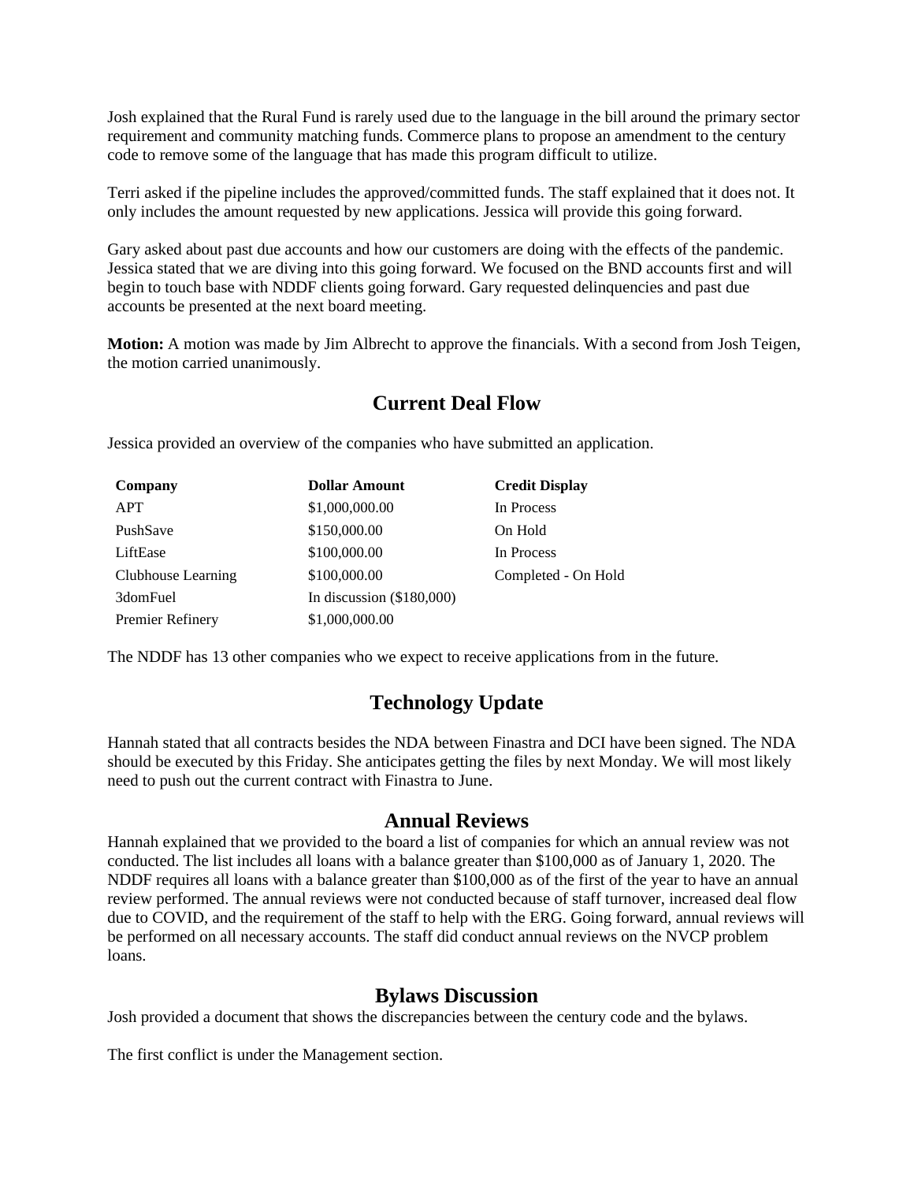Josh explained that the Rural Fund is rarely used due to the language in the bill around the primary sector requirement and community matching funds. Commerce plans to propose an amendment to the century code to remove some of the language that has made this program difficult to utilize.

Terri asked if the pipeline includes the approved/committed funds. The staff explained that it does not. It only includes the amount requested by new applications. Jessica will provide this going forward.

Gary asked about past due accounts and how our customers are doing with the effects of the pandemic. Jessica stated that we are diving into this going forward. We focused on the BND accounts first and will begin to touch base with NDDF clients going forward. Gary requested delinquencies and past due accounts be presented at the next board meeting.

**Motion:** A motion was made by Jim Albrecht to approve the financials. With a second from Josh Teigen, the motion carried unanimously.

## Current Deal Flow

Jessica provided an overview of the companies who have submitted an application.

| Company | Dollar Amount | Credit Display |
|---|---|---|
| APT | $1,000,000.00 | In Process |
| PushSave | $150,000.00 | On Hold |
| LiftEase | $100,000.00 | In Process |
| Clubhouse Learning | $100,000.00 | Completed - On Hold |
| 3domFuel | In discussion ($180,000) | |
| Premier Refinery | $1,000,000.00 | |

The NDDF has 13 other companies who we expect to receive applications from in the future.

## Technology Update

Hannah stated that all contracts besides the NDA between Finastra and DCI have been signed. The NDA should be executed by this Friday. She anticipates getting the files by next Monday. We will most likely need to push out the current contract with Finastra to June.

## Annual Reviews

Hannah explained that we provided to the board a list of companies for which an annual review was not conducted. The list includes all loans with a balance greater than $100,000 as of January 1, 2020. The NDDF requires all loans with a balance greater than $100,000 as of the first of the year to have an annual review performed. The annual reviews were not conducted because of staff turnover, increased deal flow due to COVID, and the requirement of the staff to help with the ERG. Going forward, annual reviews will be performed on all necessary accounts. The staff did conduct annual reviews on the NVCP problem loans.

## Bylaws Discussion

Josh provided a document that shows the discrepancies between the century code and the bylaws.

The first conflict is under the Management section.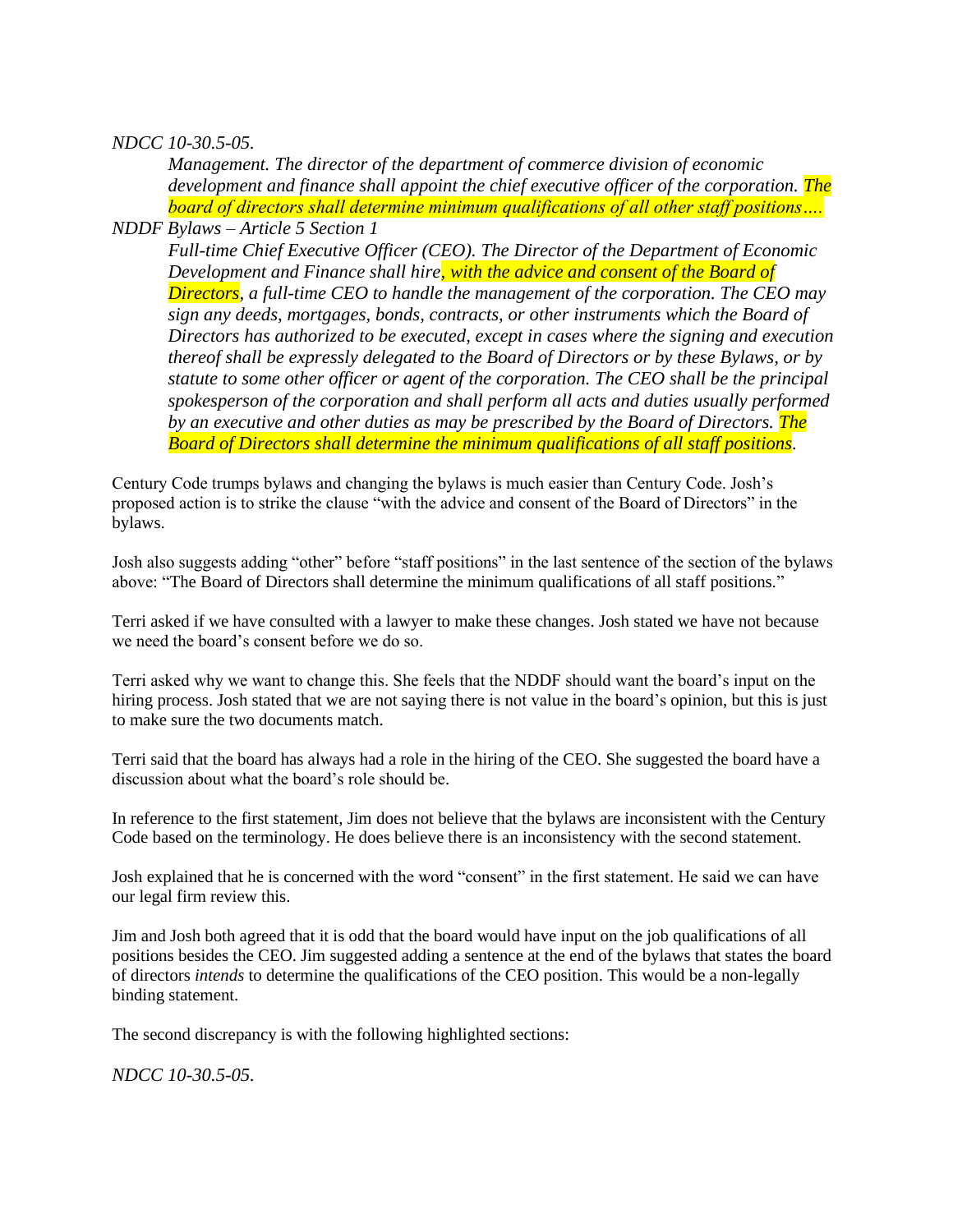*NDCC 10-30.5-05.*

> *Management. The director of the department of commerce division of economic development and finance shall appoint the chief executive officer of the corporation. The board of directors shall determine minimum qualifications of all other staff positions….*

*NDDF Bylaws – Article 5 Section 1*

> *Full-time Chief Executive Officer (CEO). The Director of the Department of Economic Development and Finance shall hire, with the advice and consent of the Board of Directors, a full-time CEO to handle the management of the corporation. The CEO may sign any deeds, mortgages, bonds, contracts, or other instruments which the Board of Directors has authorized to be executed, except in cases where the signing and execution thereof shall be expressly delegated to the Board of Directors or by these Bylaws, or by statute to some other officer or agent of the corporation. The CEO shall be the principal spokesperson of the corporation and shall perform all acts and duties usually performed by an executive and other duties as may be prescribed by the Board of Directors. The Board of Directors shall determine the minimum qualifications of all staff positions.*

Century Code trumps bylaws and changing the bylaws is much easier than Century Code. Josh's proposed action is to strike the clause "with the advice and consent of the Board of Directors" in the bylaws.

Josh also suggests adding "other" before "staff positions" in the last sentence of the section of the bylaws above: "The Board of Directors shall determine the minimum qualifications of all staff positions."

Terri asked if we have consulted with a lawyer to make these changes. Josh stated we have not because we need the board's consent before we do so.

Terri asked why we want to change this. She feels that the NDDF should want the board's input on the hiring process. Josh stated that we are not saying there is not value in the board's opinion, but this is just to make sure the two documents match.

Terri said that the board has always had a role in the hiring of the CEO. She suggested the board have a discussion about what the board's role should be.

In reference to the first statement, Jim does not believe that the bylaws are inconsistent with the Century Code based on the terminology. He does believe there is an inconsistency with the second statement.

Josh explained that he is concerned with the word "consent" in the first statement. He said we can have our legal firm review this.

Jim and Josh both agreed that it is odd that the board would have input on the job qualifications of all positions besides the CEO. Jim suggested adding a sentence at the end of the bylaws that states the board of directors *intends* to determine the qualifications of the CEO position. This would be a non-legally binding statement.

The second discrepancy is with the following highlighted sections:

*NDCC 10-30.5-05.*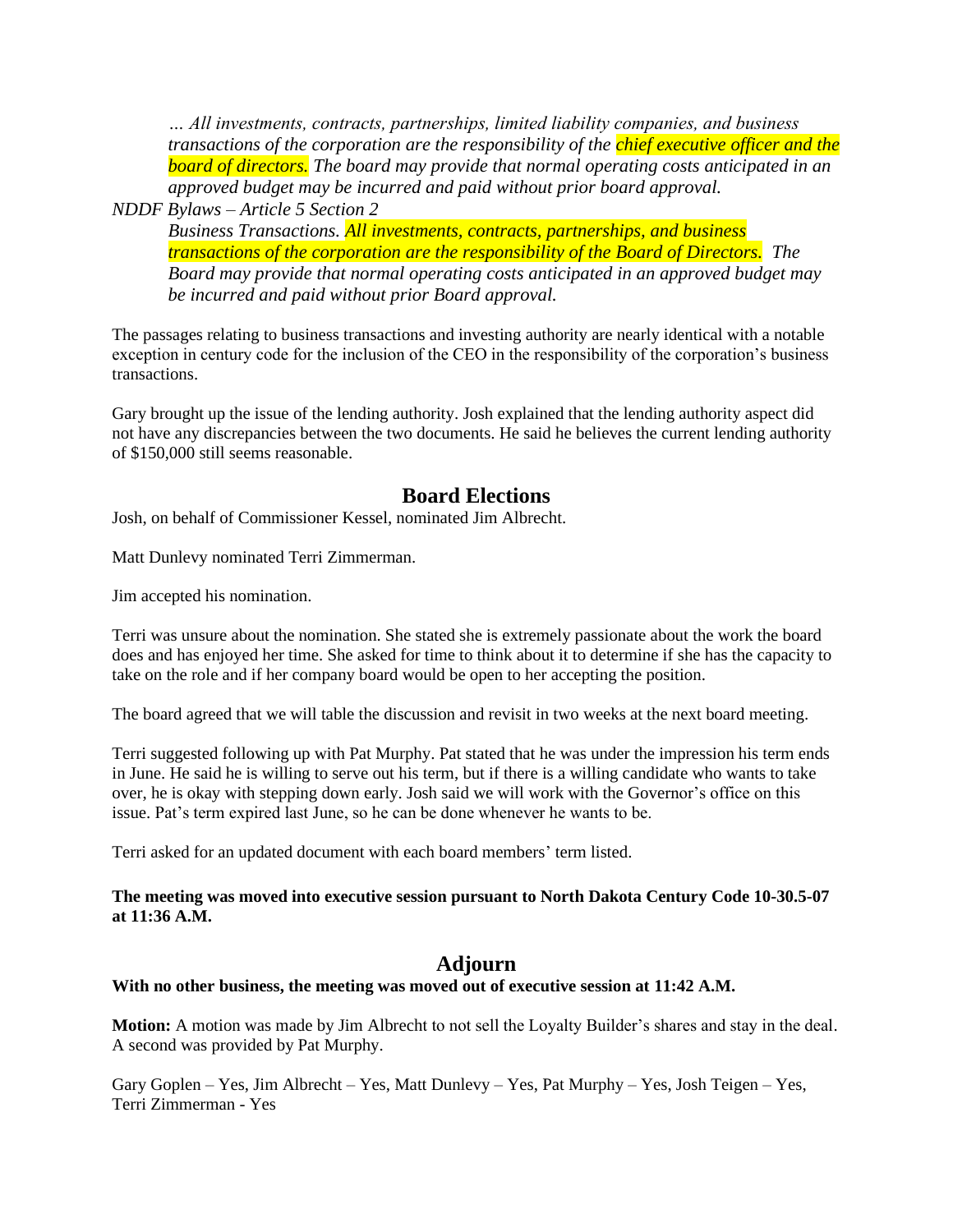*… All investments, contracts, partnerships, limited liability companies, and business transactions of the corporation are the responsibility of the chief executive officer and the board of directors. The board may provide that normal operating costs anticipated in an approved budget may be incurred and paid without prior board approval.*

*NDDF Bylaws – Article 5 Section 2*

*Business Transactions. All investments, contracts, partnerships, and business transactions of the corporation are the responsibility of the Board of Directors. The Board may provide that normal operating costs anticipated in an approved budget may be incurred and paid without prior Board approval.*

The passages relating to business transactions and investing authority are nearly identical with a notable exception in century code for the inclusion of the CEO in the responsibility of the corporation's business transactions.

Gary brought up the issue of the lending authority. Josh explained that the lending authority aspect did not have any discrepancies between the two documents. He said he believes the current lending authority of $150,000 still seems reasonable.

## Board Elections

Josh, on behalf of Commissioner Kessel, nominated Jim Albrecht.

Matt Dunlevy nominated Terri Zimmerman.

Jim accepted his nomination.

Terri was unsure about the nomination. She stated she is extremely passionate about the work the board does and has enjoyed her time. She asked for time to think about it to determine if she has the capacity to take on the role and if her company board would be open to her accepting the position.

The board agreed that we will table the discussion and revisit in two weeks at the next board meeting.

Terri suggested following up with Pat Murphy. Pat stated that he was under the impression his term ends in June. He said he is willing to serve out his term, but if there is a willing candidate who wants to take over, he is okay with stepping down early. Josh said we will work with the Governor's office on this issue. Pat's term expired last June, so he can be done whenever he wants to be.

Terri asked for an updated document with each board members' term listed.

**The meeting was moved into executive session pursuant to North Dakota Century Code 10-30.5-07 at 11:36 A.M.**

## Adjourn

**With no other business, the meeting was moved out of executive session at 11:42 A.M.**

**Motion:** A motion was made by Jim Albrecht to not sell the Loyalty Builder's shares and stay in the deal. A second was provided by Pat Murphy.

Gary Goplen – Yes, Jim Albrecht – Yes, Matt Dunlevy – Yes, Pat Murphy – Yes, Josh Teigen – Yes, Terri Zimmerman - Yes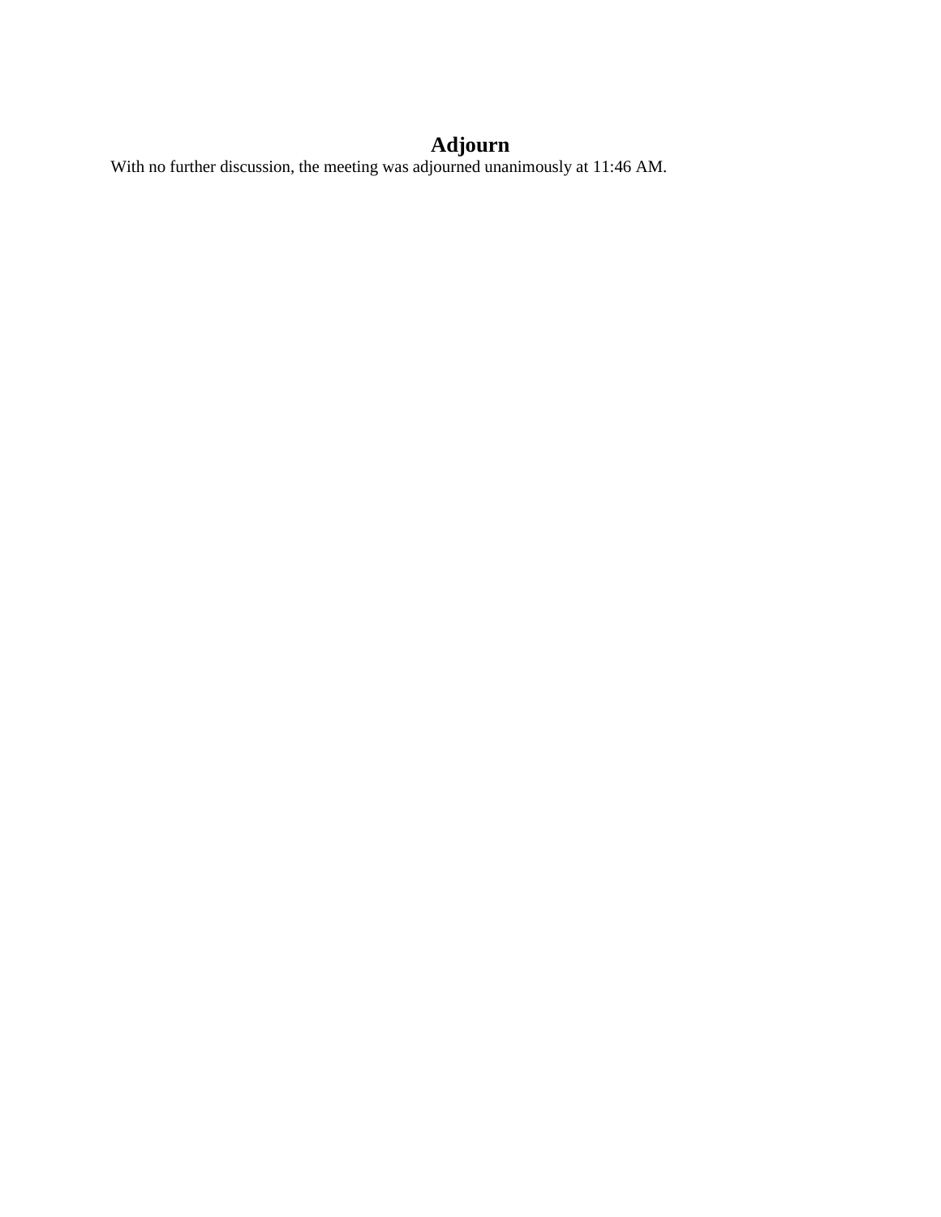## Adjourn

With no further discussion, the meeting was adjourned unanimously at 11:46 AM.